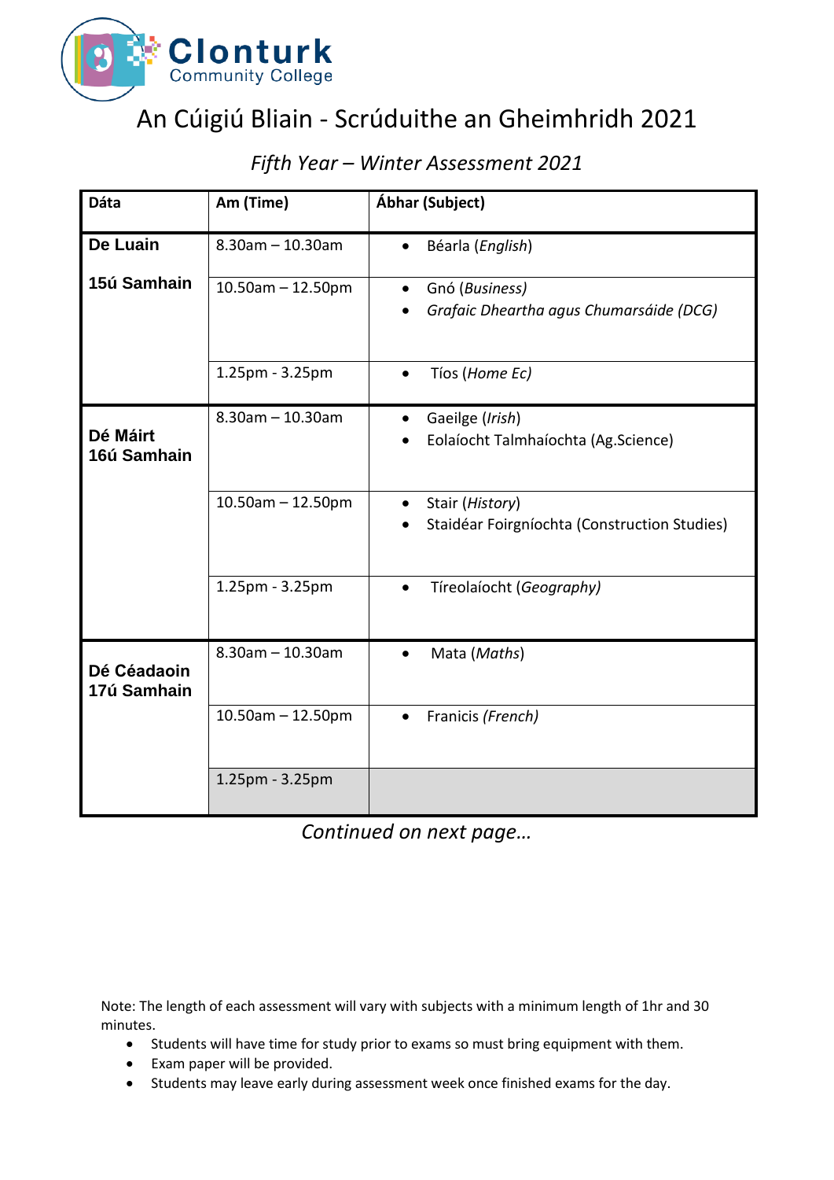Clonturk Community College

# An Cúigiú Bliain - Scrúduithe an Gheimhridh 2021

## *Fifth Year – Winter Assessment 2021*

| **Dáta** | **Am (Time)** | **Ábhar (Subject)** |
|---|---|---|
| **De Luain 15ú Samhain** | 8.30am – 10.30am | • Béarla (*English*) |
| | 10.50am – 12.50pm | • Gnó (*Business*)<br>• *Grafaic Dheartha agus Chumarsáide (DCG)* |
| | 1.25pm - 3.25pm | • Tíos (*Home Ec)* |
| **Dé Máirt 16ú Samhain** | 8.30am – 10.30am | • Gaeilge (*Irish*)<br>• Eolaíocht Talmhaíochta (Ag.Science) |
| | 10.50am – 12.50pm | • Stair (*History*)<br>• Staidéar Foirgníochta (Construction Studies) |
| | 1.25pm - 3.25pm | • Tíreolaíocht (*Geography)* |
| **Dé Céadaoin 17ú Samhain** | 8.30am – 10.30am | • Mata (*Maths*) |
| | 10.50am – 12.50pm | • Francicis *(French)* |
| | 1.25pm - 3.25pm | |

*Continued on next page…*

Note: The length of each assessment will vary with subjects with a minimum length of 1hr and 30 minutes.

- Students will have time for study prior to exams so must bring equipment with them.
- Exam paper will be provided.
- Students may leave early during assessment week once finished exams for the day.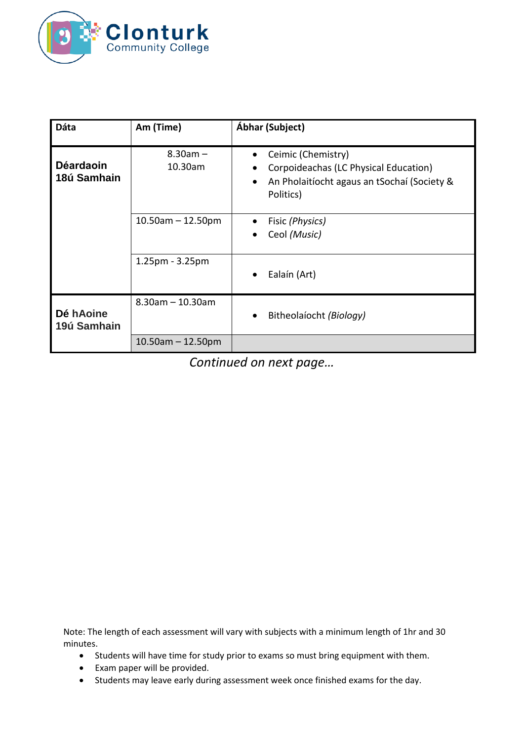| Dáta | Am (Time) | Ábhar (Subject) |
| --- | --- | --- |
| **Déardaoin 18ú Samhain** | 8.30am – 10.30am | • Ceimic (Chemistry)<br>• Corpoideachas (LC Physical Education)<br>• An Pholaitíocht agaus an tSochaí (Society & Politics) |
| | 10.50am – 12.50pm | • Fisic *(Physics)*<br>• Ceol *(Music)* |
| | 1.25pm - 3.25pm | • Ealaín (Art) |
| **Dé hAoine 19ú Samhain** | 8.30am – 10.30am | • Bitheolaíocht *(Biology)* |
| | 10.50am – 12.50pm | |

*Continued on next page…*

Note: The length of each assessment will vary with subjects with a minimum length of 1hr and 30 minutes.

- Students will have time for study prior to exams so must bring equipment with them.
- Exam paper will be provided.
- Students may leave early during assessment week once finished exams for the day.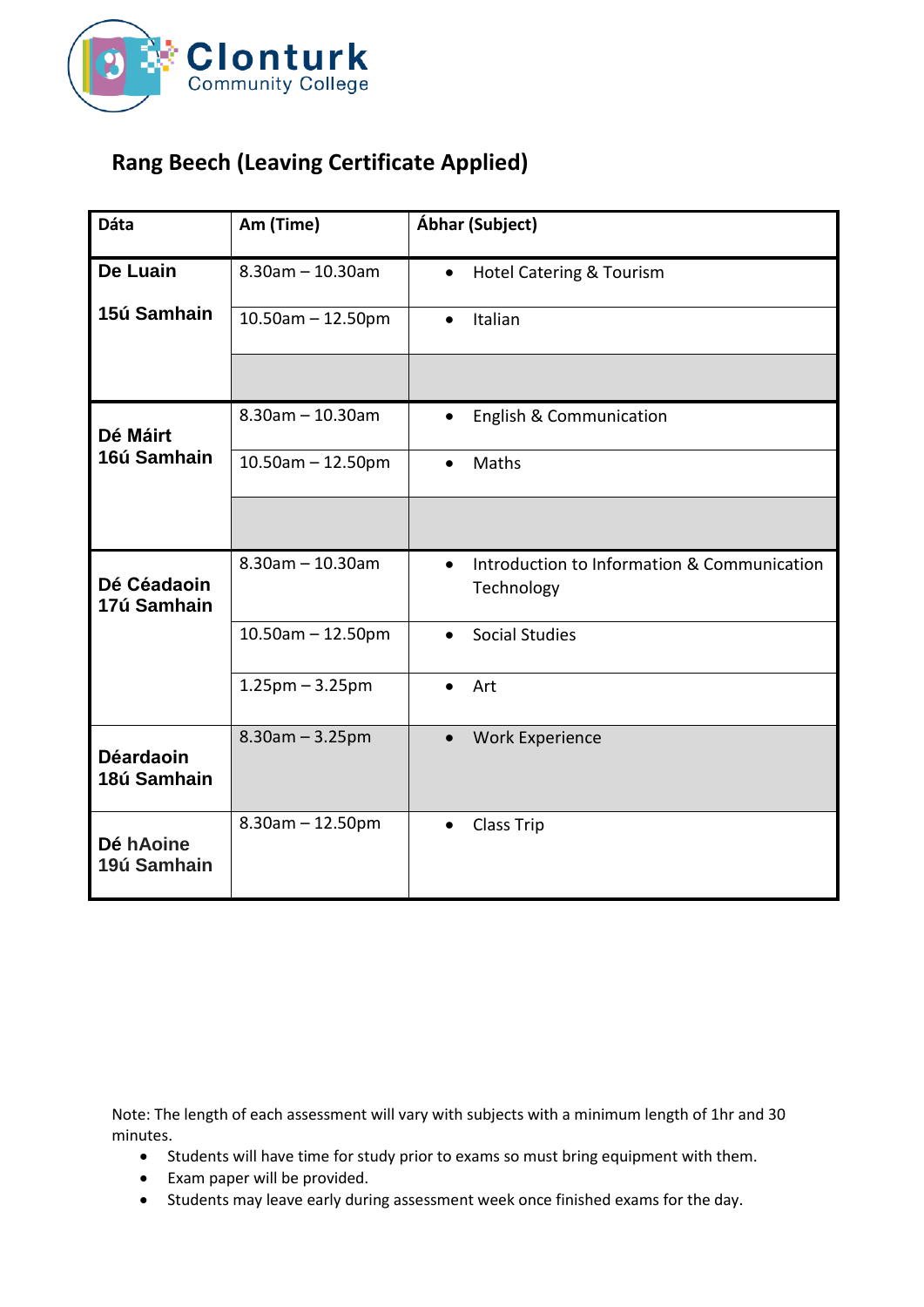# Rang Beech (Leaving Certificate Applied)

| Dáta | Am (Time) | Ábhar (Subject) |
|---|---|---|
| **De Luain 15ú Samhain** | 8.30am – 10.30am | • Hotel Catering & Tourism |
| | 10.50am – 12.50pm | • Italian |
| | | |
| **Dé Máirt 16ú Samhain** | 8.30am – 10.30am | • English & Communication |
| | 10.50am – 12.50pm | • Maths |
| | | |
| **Dé Céadaoin 17ú Samhain** | 8.30am – 10.30am | • Introduction to Information & Communication Technology |
| | 10.50am – 12.50pm | • Social Studies |
| | 1.25pm – 3.25pm | • Art |
| **Déardaoin 18ú Samhain** | 8.30am – 3.25pm | • Work Experience |
| **Dé hAoine 19ú Samhain** | 8.30am – 12.50pm | • Class Trip |

Note: The length of each assessment will vary with subjects with a minimum length of 1hr and 30 minutes.

- Students will have time for study prior to exams so must bring equipment with them.
- Exam paper will be provided.
- Students may leave early during assessment week once finished exams for the day.